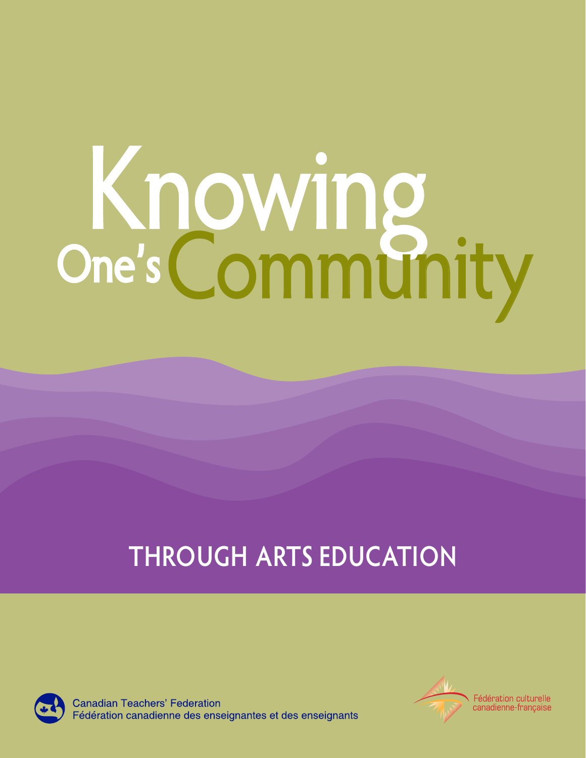# Knowing One's Community

## THROUGH ARTS EDUCATION

Canadian Teachers' Federation
Fédération canadienne des enseignantes et des enseignants

Fédération culturelle canadienne-française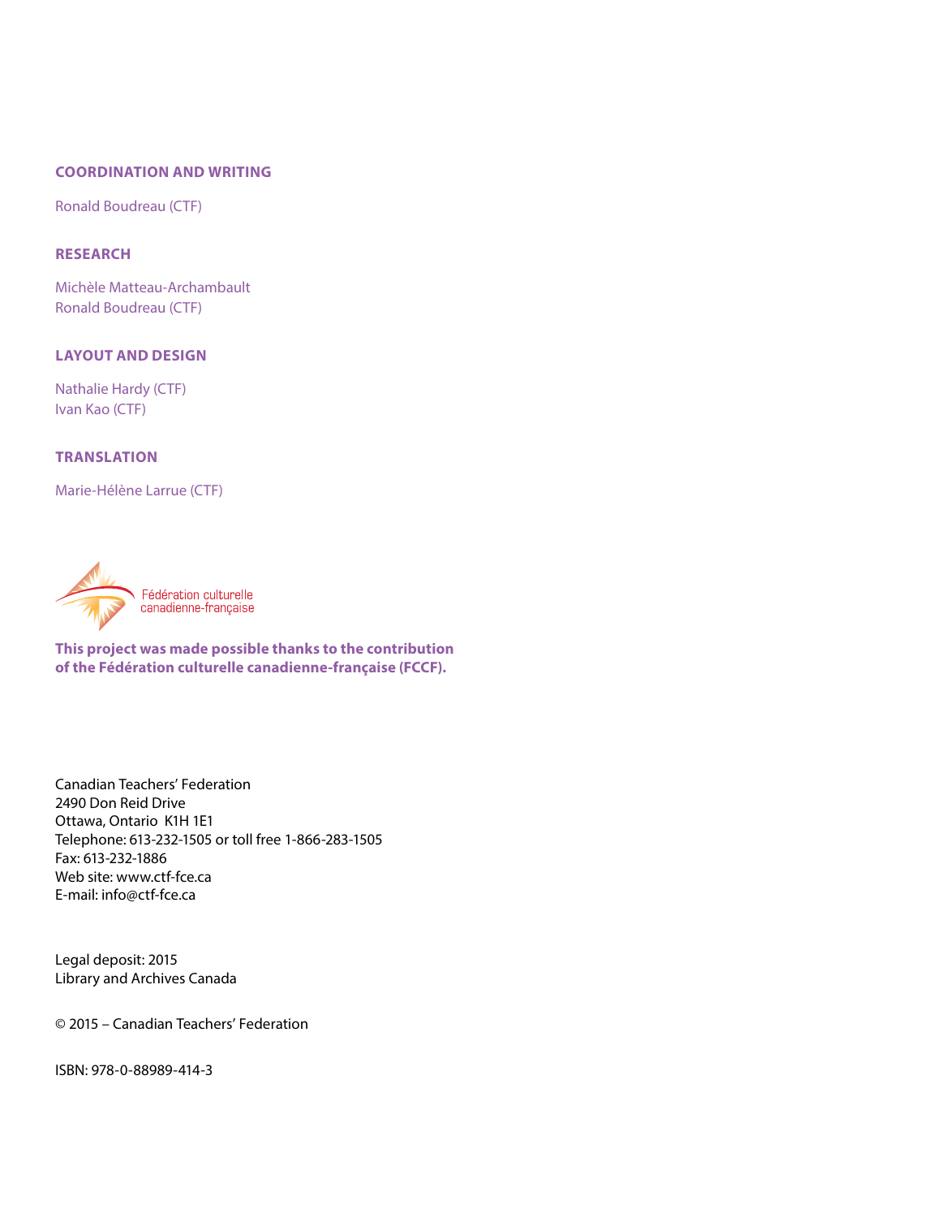## COORDINATION AND WRITING

Ronald Boudreau (CTF)

## RESEARCH

Michèle Matteau-Archambault
Ronald Boudreau (CTF)

## LAYOUT AND DESIGN

Nathalie Hardy (CTF)
Ivan Kao (CTF)

## TRANSLATION

Marie-Hélène Larrue (CTF)

Fédération culturelle canadienne-française

**This project was made possible thanks to the contribution of the Fédération culturelle canadienne-française (FCCF).**

Canadian Teachers' Federation
2490 Don Reid Drive
Ottawa, Ontario K1H 1E1
Telephone: 613-232-1505 or toll free 1-866-283-1505
Fax: 613-232-1886
Web site: www.ctf-fce.ca
E-mail: info@ctf-fce.ca

Legal deposit: 2015
Library and Archives Canada

© 2015 – Canadian Teachers' Federation

ISBN: 978-0-88989-414-3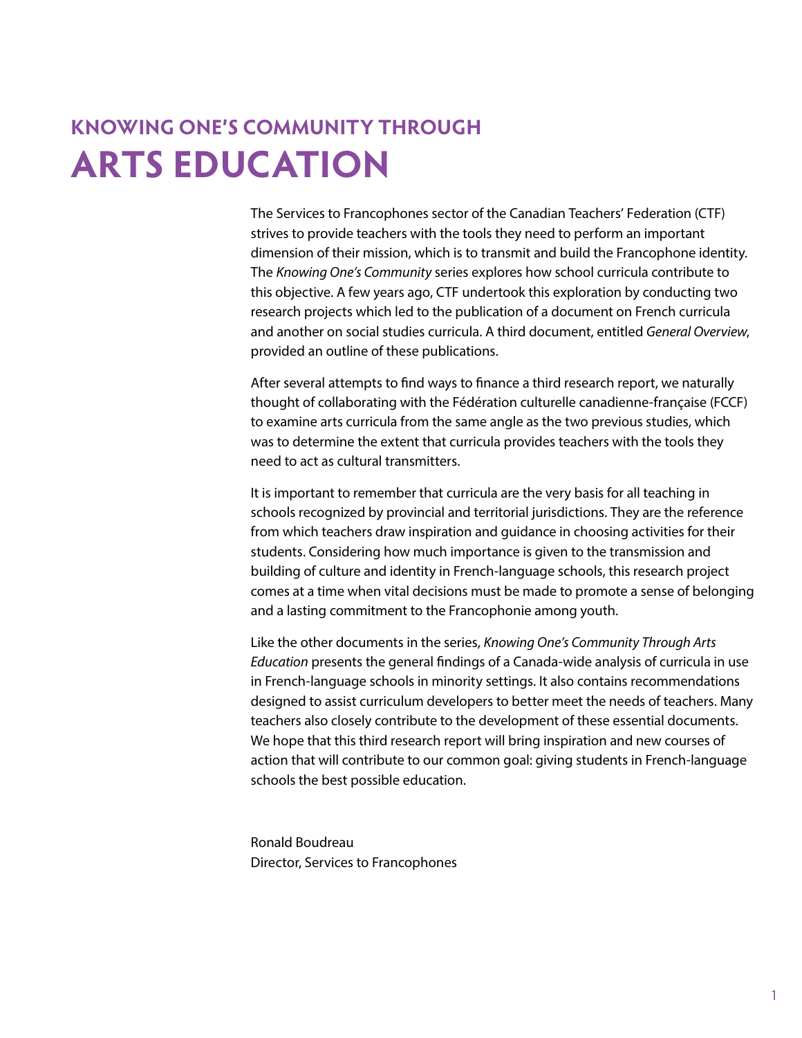# KNOWING ONE'S COMMUNITY THROUGH ARTS EDUCATION

The Services to Francophones sector of the Canadian Teachers' Federation (CTF) strives to provide teachers with the tools they need to perform an important dimension of their mission, which is to transmit and build the Francophone identity. The *Knowing One's Community* series explores how school curricula contribute to this objective. A few years ago, CTF undertook this exploration by conducting two research projects which led to the publication of a document on French curricula and another on social studies curricula. A third document, entitled *General Overview*, provided an outline of these publications.

After several attempts to find ways to finance a third research report, we naturally thought of collaborating with the Fédération culturelle canadienne-française (FCCF) to examine arts curricula from the same angle as the two previous studies, which was to determine the extent that curricula provides teachers with the tools they need to act as cultural transmitters.

It is important to remember that curricula are the very basis for all teaching in schools recognized by provincial and territorial jurisdictions. They are the reference from which teachers draw inspiration and guidance in choosing activities for their students. Considering how much importance is given to the transmission and building of culture and identity in French-language schools, this research project comes at a time when vital decisions must be made to promote a sense of belonging and a lasting commitment to the Francophonie among youth.

Like the other documents in the series, *Knowing One's Community Through Arts Education* presents the general findings of a Canada-wide analysis of curricula in use in French-language schools in minority settings. It also contains recommendations designed to assist curriculum developers to better meet the needs of teachers. Many teachers also closely contribute to the development of these essential documents. We hope that this third research report will bring inspiration and new courses of action that will contribute to our common goal: giving students in French-language schools the best possible education.

Ronald Boudreau
Director, Services to Francophones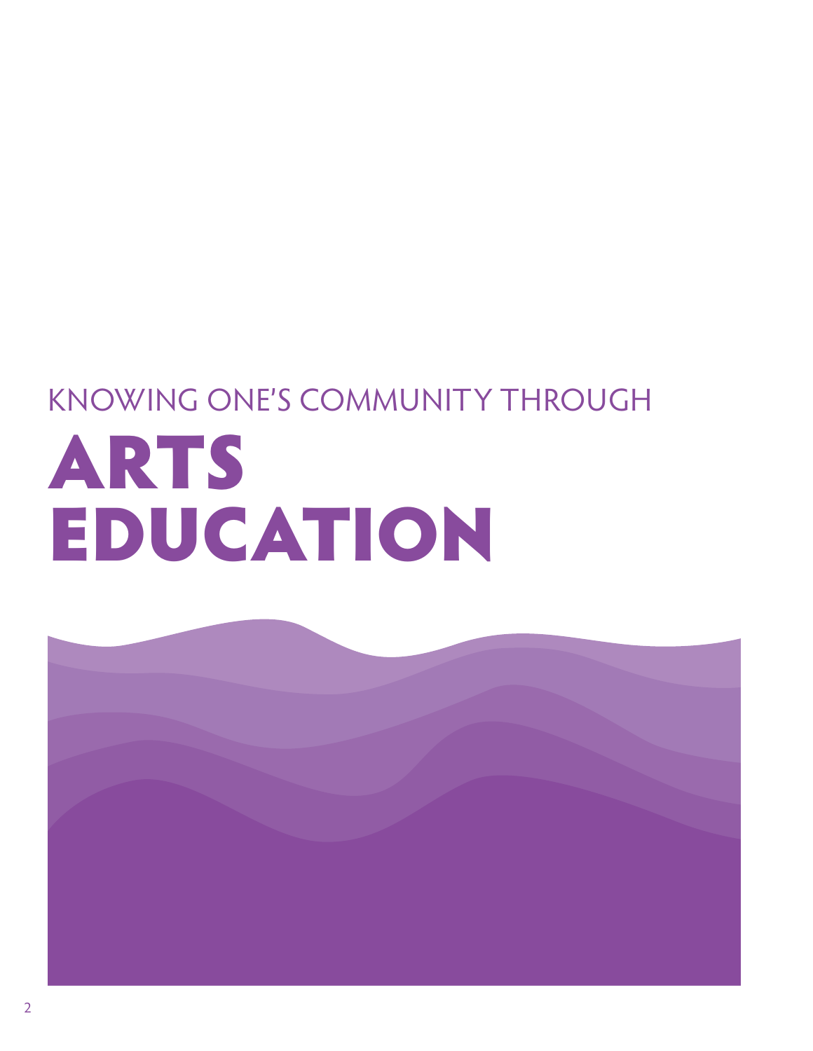## KNOWING ONE'S COMMUNITY THROUGH

# ARTS EDUCATION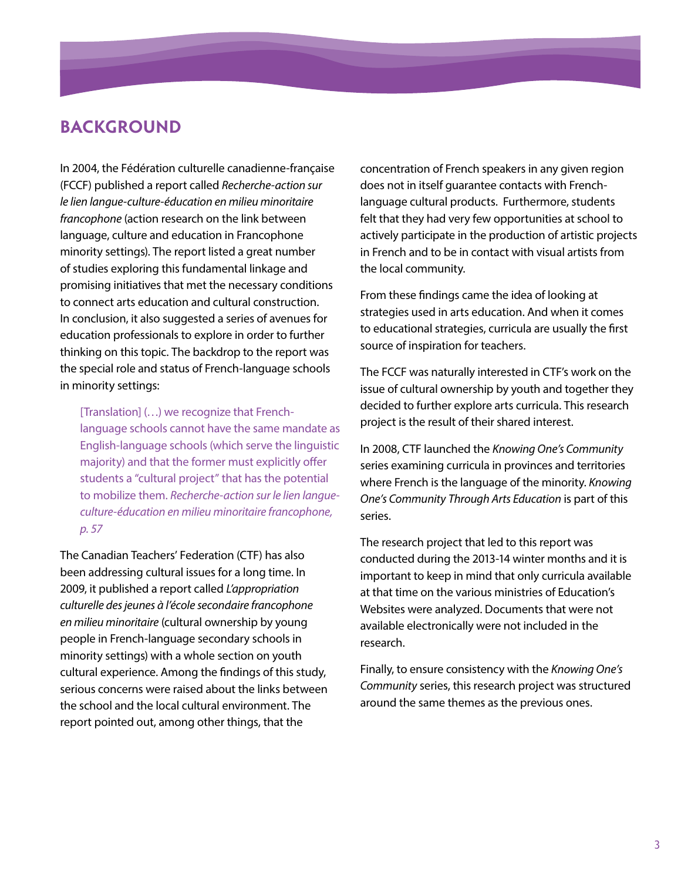## BACKGROUND

In 2004, the Fédération culturelle canadienne-française (FCCF) published a report called *Recherche-action sur le lien langue-culture-éducation en milieu minoritaire francophone* (action research on the link between language, culture and education in Francophone minority settings). The report listed a great number of studies exploring this fundamental linkage and promising initiatives that met the necessary conditions to connect arts education and cultural construction. In conclusion, it also suggested a series of avenues for education professionals to explore in order to further thinking on this topic. The backdrop to the report was the special role and status of French-language schools in minority settings:

> [Translation] (…) we recognize that French-language schools cannot have the same mandate as English-language schools (which serve the linguistic majority) and that the former must explicitly offer students a "cultural project" that has the potential to mobilize them. *Recherche-action sur le lien langue-culture-éducation en milieu minoritaire francophone, p. 57*

The Canadian Teachers' Federation (CTF) has also been addressing cultural issues for a long time. In 2009, it published a report called *L'appropriation culturelle des jeunes à l'école secondaire francophone en milieu minoritaire* (cultural ownership by young people in French-language secondary schools in minority settings) with a whole section on youth cultural experience. Among the findings of this study, serious concerns were raised about the links between the school and the local cultural environment. The report pointed out, among other things, that the concentration of French speakers in any given region does not in itself guarantee contacts with French-language cultural products. Furthermore, students felt that they had very few opportunities at school to actively participate in the production of artistic projects in French and to be in contact with visual artists from the local community.

From these findings came the idea of looking at strategies used in arts education. And when it comes to educational strategies, curricula are usually the first source of inspiration for teachers.

The FCCF was naturally interested in CTF's work on the issue of cultural ownership by youth and together they decided to further explore arts curricula. This research project is the result of their shared interest.

In 2008, CTF launched the *Knowing One's Community* series examining curricula in provinces and territories where French is the language of the minority. *Knowing One's Community Through Arts Education* is part of this series.

The research project that led to this report was conducted during the 2013-14 winter months and it is important to keep in mind that only curricula available at that time on the various ministries of Education's Websites were analyzed. Documents that were not available electronically were not included in the research.

Finally, to ensure consistency with the *Knowing One's Community* series, this research project was structured around the same themes as the previous ones.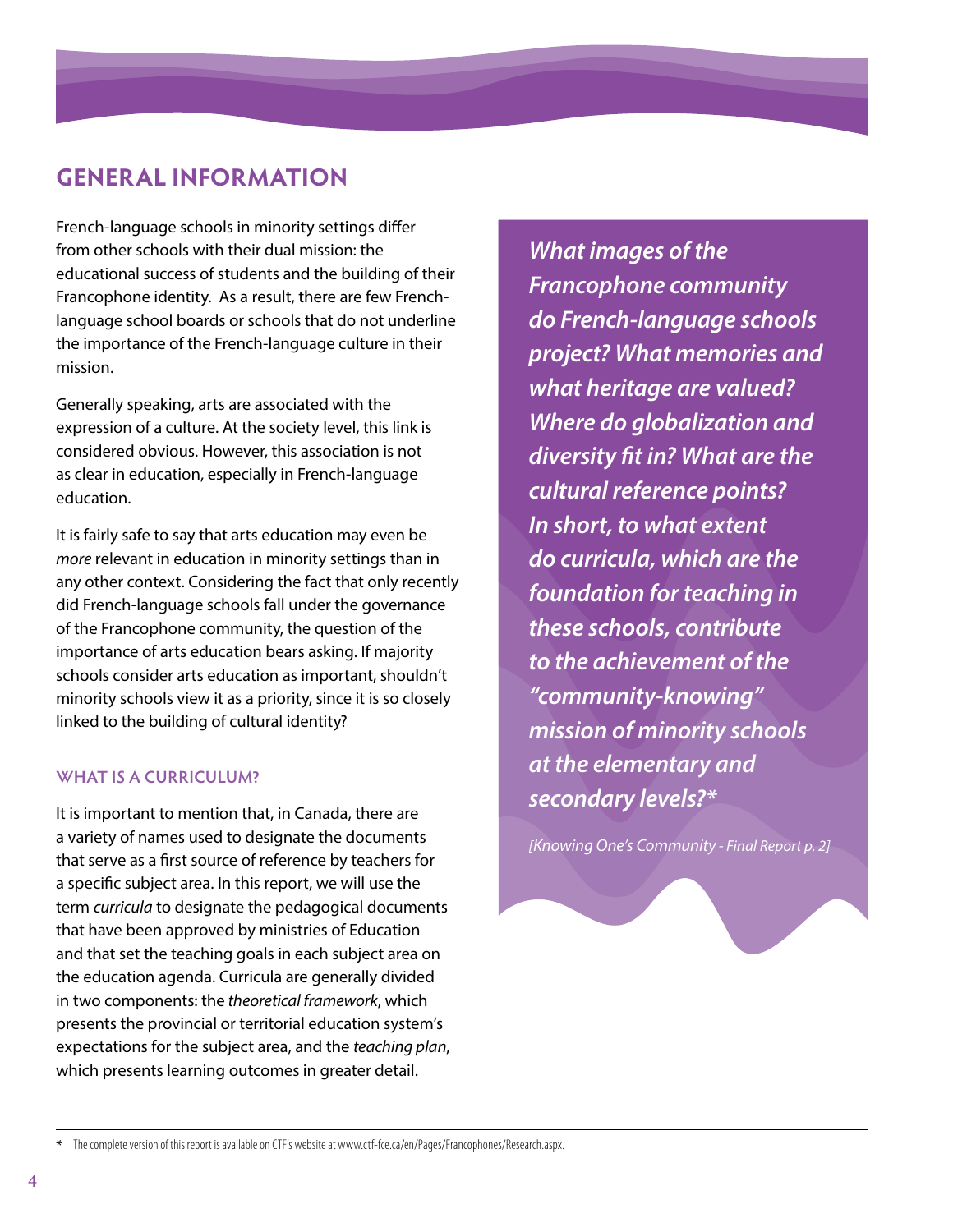## GENERAL INFORMATION

French-language schools in minority settings differ from other schools with their dual mission: the educational success of students and the building of their Francophone identity. As a result, there are few French-language school boards or schools that do not underline the importance of the French-language culture in their mission.

Generally speaking, arts are associated with the expression of a culture. At the society level, this link is considered obvious. However, this association is not as clear in education, especially in French-language education.

It is fairly safe to say that arts education may even be *more* relevant in education in minority settings than in any other context. Considering the fact that only recently did French-language schools fall under the governance of the Francophone community, the question of the importance of arts education bears asking. If majority schools consider arts education as important, shouldn't minority schools view it as a priority, since it is so closely linked to the building of cultural identity?

***What images of the Francophone community do French-language schools project? What memories and what heritage are valued? Where do globalization and diversity fit in? What are the cultural reference points? In short, to what extent do curricula, which are the foundation for teaching in these schools, contribute to the achievement of the "community-knowing" mission of minority schools at the elementary and secondary levels?****

*[Knowing One's Community - Final Report p. 2]*

### WHAT IS A CURRICULUM?

It is important to mention that, in Canada, there are a variety of names used to designate the documents that serve as a first source of reference by teachers for a specific subject area. In this report, we will use the term *curricula* to designate the pedagogical documents that have been approved by ministries of Education and that set the teaching goals in each subject area on the education agenda. Curricula are generally divided in two components: the *theoretical framework*, which presents the provincial or territorial education system's expectations for the subject area, and the *teaching plan*, which presents learning outcomes in greater detail.

\* The complete version of this report is available on CTF's website at www.ctf-fce.ca/en/Pages/Francophones/Research.aspx.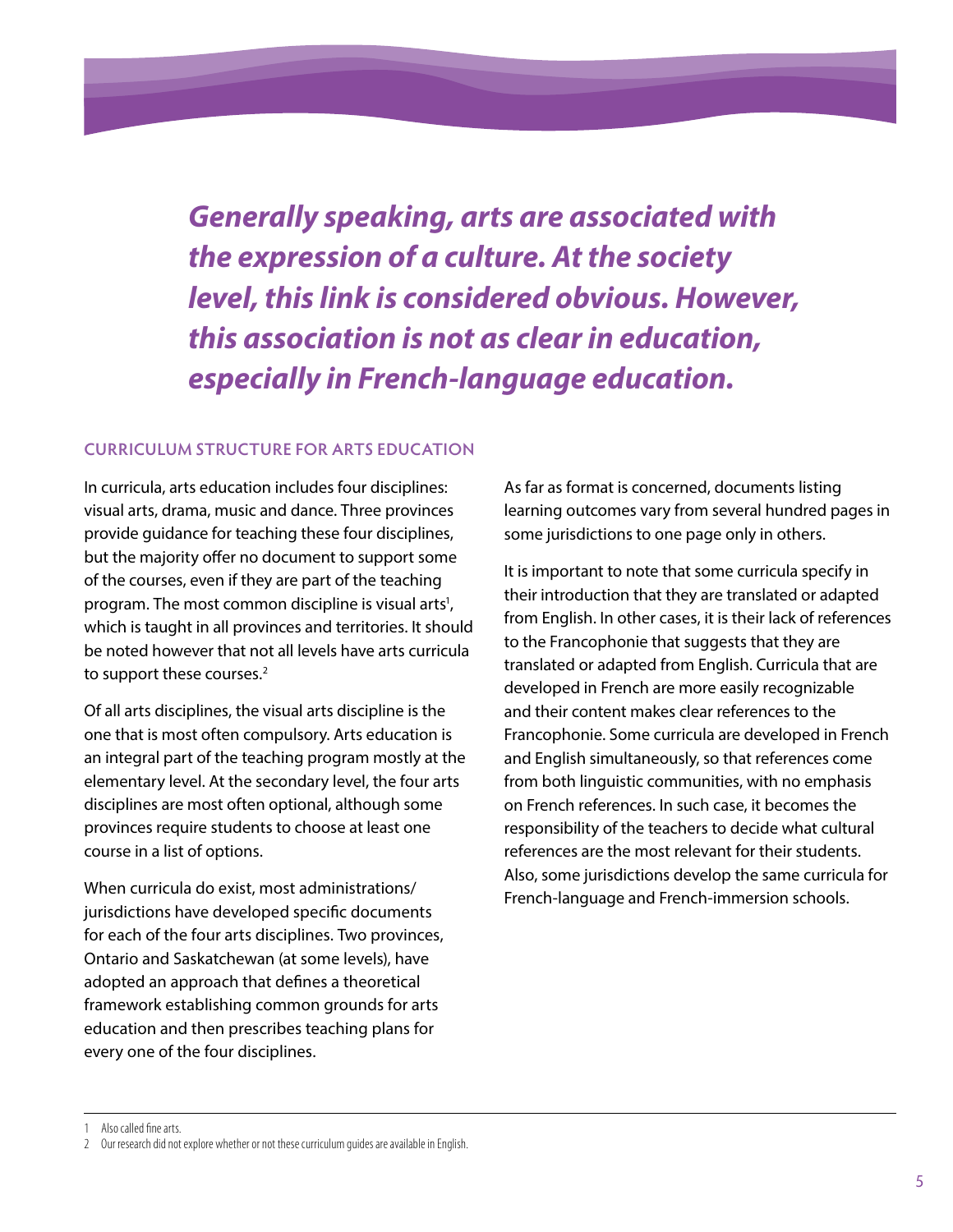***Generally speaking, arts are associated with the expression of a culture. At the society level, this link is considered obvious. However, this association is not as clear in education, especially in French-language education.***

## CURRICULUM STRUCTURE FOR ARTS EDUCATION

In curricula, arts education includes four disciplines: visual arts, drama, music and dance. Three provinces provide guidance for teaching these four disciplines, but the majority offer no document to support some of the courses, even if they are part of the teaching program. The most common discipline is visual arts[1], which is taught in all provinces and territories. It should be noted however that not all levels have arts curricula to support these courses.[2]

Of all arts disciplines, the visual arts discipline is the one that is most often compulsory. Arts education is an integral part of the teaching program mostly at the elementary level. At the secondary level, the four arts disciplines are most often optional, although some provinces require students to choose at least one course in a list of options.

When curricula do exist, most administrations/jurisdictions have developed specific documents for each of the four arts disciplines. Two provinces, Ontario and Saskatchewan (at some levels), have adopted an approach that defines a theoretical framework establishing common grounds for arts education and then prescribes teaching plans for every one of the four disciplines.

As far as format is concerned, documents listing learning outcomes vary from several hundred pages in some jurisdictions to one page only in others.

It is important to note that some curricula specify in their introduction that they are translated or adapted from English. In other cases, it is their lack of references to the Francophonie that suggests that they are translated or adapted from English. Curricula that are developed in French are more easily recognizable and their content makes clear references to the Francophonie. Some curricula are developed in French and English simultaneously, so that references come from both linguistic communities, with no emphasis on French references. In such case, it becomes the responsibility of the teachers to decide what cultural references are the most relevant for their students. Also, some jurisdictions develop the same curricula for French-language and French-immersion schools.

---

1 Also called fine arts.

2 Our research did not explore whether or not these curriculum guides are available in English.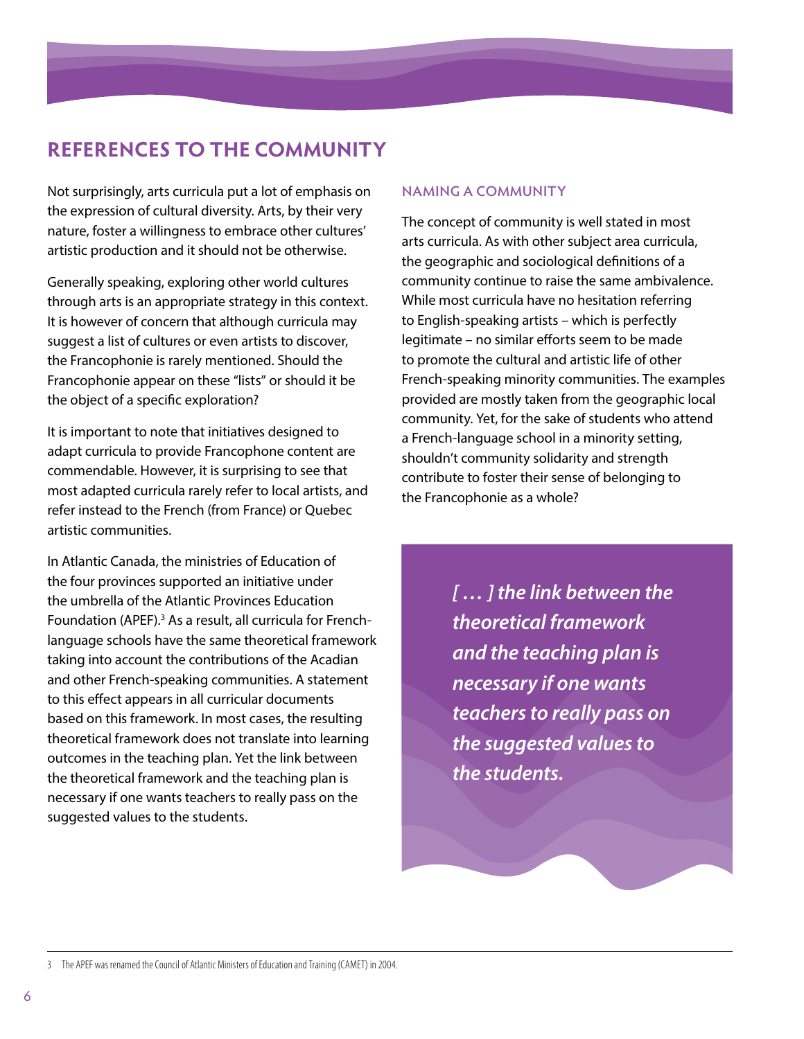## REFERENCES TO THE COMMUNITY

Not surprisingly, arts curricula put a lot of emphasis on the expression of cultural diversity. Arts, by their very nature, foster a willingness to embrace other cultures' artistic production and it should not be otherwise.

Generally speaking, exploring other world cultures through arts is an appropriate strategy in this context. It is however of concern that although curricula may suggest a list of cultures or even artists to discover, the Francophonie is rarely mentioned. Should the Francophonie appear on these "lists" or should it be the object of a specific exploration?

It is important to note that initiatives designed to adapt curricula to provide Francophone content are commendable. However, it is surprising to see that most adapted curricula rarely refer to local artists, and refer instead to the French (from France) or Quebec artistic communities.

In Atlantic Canada, the ministries of Education of the four provinces supported an initiative under the umbrella of the Atlantic Provinces Education Foundation (APEF).[3] As a result, all curricula for French-language schools have the same theoretical framework taking into account the contributions of the Acadian and other French-speaking communities. A statement to this effect appears in all curricular documents based on this framework. In most cases, the resulting theoretical framework does not translate into learning outcomes in the teaching plan. Yet the link between the theoretical framework and the teaching plan is necessary if one wants teachers to really pass on the suggested values to the students.

### NAMING A COMMUNITY

The concept of community is well stated in most arts curricula. As with other subject area curricula, the geographic and sociological definitions of a community continue to raise the same ambivalence. While most curricula have no hesitation referring to English-speaking artists – which is perfectly legitimate – no similar efforts seem to be made to promote the cultural and artistic life of other French-speaking minority communities. The examples provided are mostly taken from the geographic local community. Yet, for the sake of students who attend a French-language school in a minority setting, shouldn't community solidarity and strength contribute to foster their sense of belonging to the Francophonie as a whole?

> ***[ … ] the link between the theoretical framework and the teaching plan is necessary if one wants teachers to really pass on the suggested values to the students.***

3 The APEF was renamed the Council of Atlantic Ministers of Education and Training (CAMET) in 2004.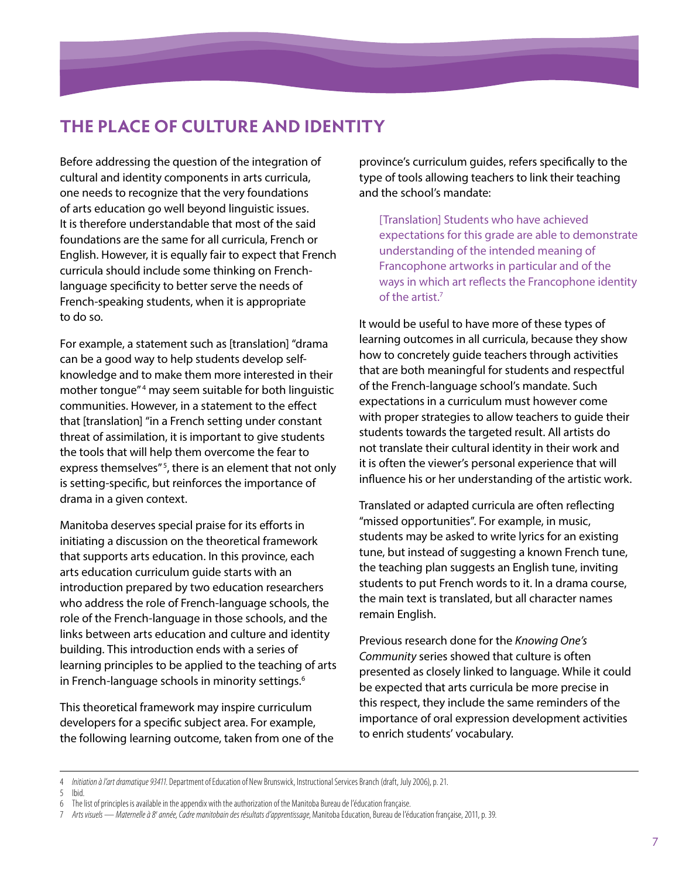## THE PLACE OF CULTURE AND IDENTITY

Before addressing the question of the integration of cultural and identity components in arts curricula, one needs to recognize that the very foundations of arts education go well beyond linguistic issues. It is therefore understandable that most of the said foundations are the same for all curricula, French or English. However, it is equally fair to expect that French curricula should include some thinking on French-language specificity to better serve the needs of French-speaking students, when it is appropriate to do so.

For example, a statement such as [translation] "drama can be a good way to help students develop self-knowledge and to make them more interested in their mother tongue"[4] may seem suitable for both linguistic communities. However, in a statement to the effect that [translation] "in a French setting under constant threat of assimilation, it is important to give students the tools that will help them overcome the fear to express themselves"[5], there is an element that not only is setting-specific, but reinforces the importance of drama in a given context.

Manitoba deserves special praise for its efforts in initiating a discussion on the theoretical framework that supports arts education. In this province, each arts education curriculum guide starts with an introduction prepared by two education researchers who address the role of French-language schools, the role of the French-language in those schools, and the links between arts education and culture and identity building. This introduction ends with a series of learning principles to be applied to the teaching of arts in French-language schools in minority settings.[6]

This theoretical framework may inspire curriculum developers for a specific subject area. For example, the following learning outcome, taken from one of the province's curriculum guides, refers specifically to the type of tools allowing teachers to link their teaching and the school's mandate:

> [Translation] Students who have achieved expectations for this grade are able to demonstrate understanding of the intended meaning of Francophone artworks in particular and of the ways in which art reflects the Francophone identity of the artist.[7]

It would be useful to have more of these types of learning outcomes in all curricula, because they show how to concretely guide teachers through activities that are both meaningful for students and respectful of the French-language school's mandate. Such expectations in a curriculum must however come with proper strategies to allow teachers to guide their students towards the targeted result. All artists do not translate their cultural identity in their work and it is often the viewer's personal experience that will influence his or her understanding of the artistic work.

Translated or adapted curricula are often reflecting "missed opportunities". For example, in music, students may be asked to write lyrics for an existing tune, but instead of suggesting a known French tune, the teaching plan suggests an English tune, inviting students to put French words to it. In a drama course, the main text is translated, but all character names remain English.

Previous research done for the *Knowing One's Community* series showed that culture is often presented as closely linked to language. While it could be expected that arts curricula be more precise in this respect, they include the same reminders of the importance of oral expression development activities to enrich students' vocabulary.

---

4 *Initiation à l'art dramatique 93411*. Department of Education of New Brunswick, Instructional Services Branch (draft, July 2006), p. 21.

5 Ibid.

6 The list of principles is available in the appendix with the authorization of the Manitoba Bureau de l'éducation française.

7 *Arts visuels — Maternelle à 8e année, Cadre manitobain des résultats d'apprentissage*, Manitoba Education, Bureau de l'éducation française, 2011, p. 39.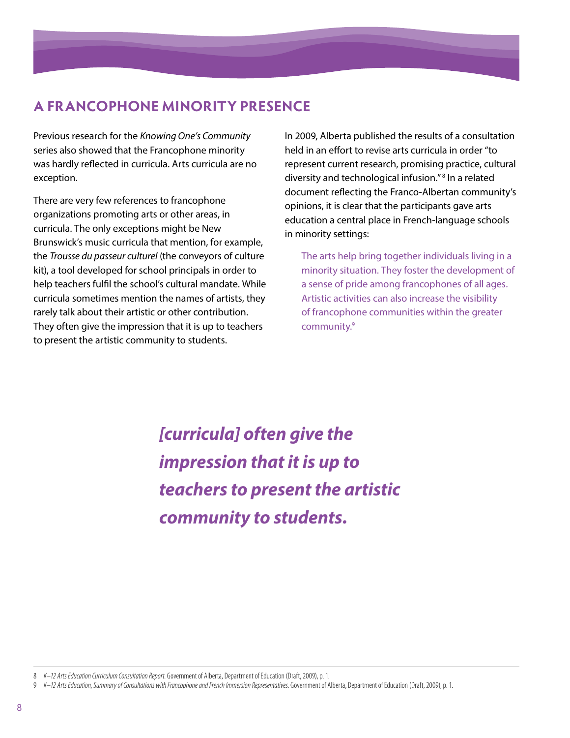## A FRANCOPHONE MINORITY PRESENCE

Previous research for the *Knowing One's Community* series also showed that the Francophone minority was hardly reflected in curricula. Arts curricula are no exception.

There are very few references to francophone organizations promoting arts or other areas, in curricula. The only exceptions might be New Brunswick's music curricula that mention, for example, the *Trousse du passeur culturel* (the conveyors of culture kit), a tool developed for school principals in order to help teachers fulfil the school's cultural mandate. While curricula sometimes mention the names of artists, they rarely talk about their artistic or other contribution. They often give the impression that it is up to teachers to present the artistic community to students.

In 2009, Alberta published the results of a consultation held in an effort to revise arts curricula in order "to represent current research, promising practice, cultural diversity and technological infusion."[8] In a related document reflecting the Franco-Albertan community's opinions, it is clear that the participants gave arts education a central place in French-language schools in minority settings:

> The arts help bring together individuals living in a minority situation. They foster the development of a sense of pride among francophones of all ages. Artistic activities can also increase the visibility of francophone communities within the greater community.[9]

***[curricula] often give the impression that it is up to teachers to present the artistic community to students.***

---

8 *K–12 Arts Education Curriculum Consultation Report*. Government of Alberta, Department of Education (Draft, 2009), p. 1.

9 *K–12 Arts Education, Summary of Consultations with Francophone and French Immersion Representatives*. Government of Alberta, Department of Education (Draft, 2009), p. 1.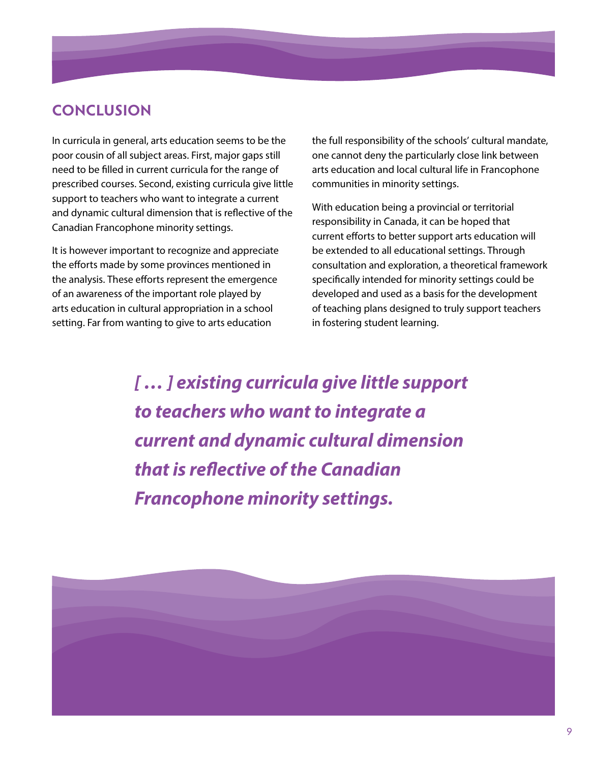## CONCLUSION

In curricula in general, arts education seems to be the poor cousin of all subject areas. First, major gaps still need to be filled in current curricula for the range of prescribed courses. Second, existing curricula give little support to teachers who want to integrate a current and dynamic cultural dimension that is reflective of the Canadian Francophone minority settings.

It is however important to recognize and appreciate the efforts made by some provinces mentioned in the analysis. These efforts represent the emergence of an awareness of the important role played by arts education in cultural appropriation in a school setting. Far from wanting to give to arts education the full responsibility of the schools' cultural mandate, one cannot deny the particularly close link between arts education and local cultural life in Francophone communities in minority settings.

With education being a provincial or territorial responsibility in Canada, it can be hoped that current efforts to better support arts education will be extended to all educational settings. Through consultation and exploration, a theoretical framework specifically intended for minority settings could be developed and used as a basis for the development of teaching plans designed to truly support teachers in fostering student learning.

***[ … ] existing curricula give little support to teachers who want to integrate a current and dynamic cultural dimension that is reflective of the Canadian Francophone minority settings.***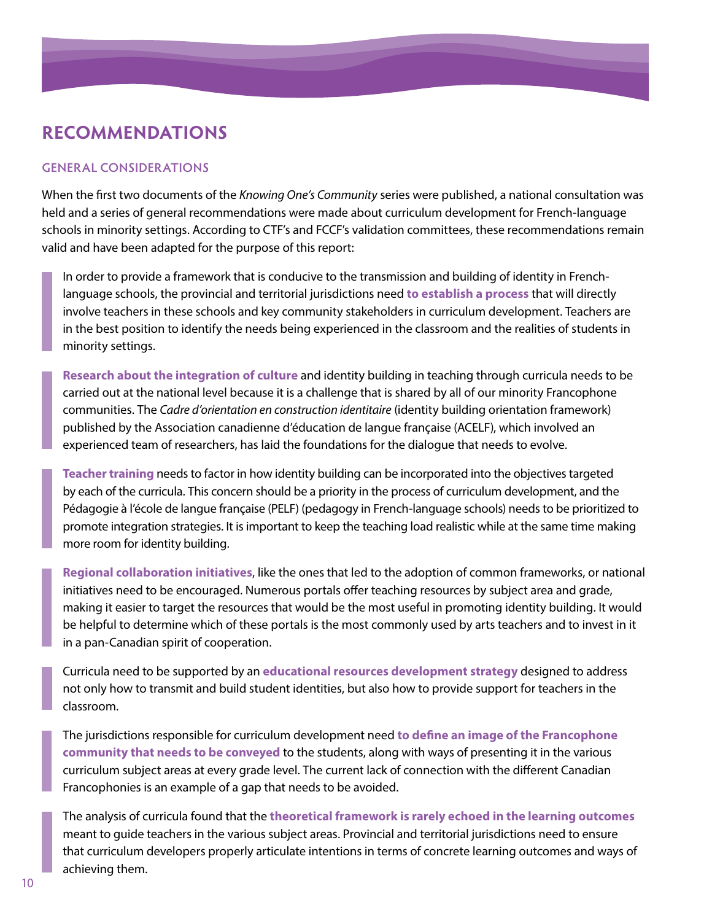## RECOMMENDATIONS

### GENERAL CONSIDERATIONS

When the first two documents of the *Knowing One's Community* series were published, a national consultation was held and a series of general recommendations were made about curriculum development for French-language schools in minority settings. According to CTF's and FCCF's validation committees, these recommendations remain valid and have been adapted for the purpose of this report:

In order to provide a framework that is conducive to the transmission and building of identity in French-language schools, the provincial and territorial jurisdictions need **to establish a process** that will directly involve teachers in these schools and key community stakeholders in curriculum development. Teachers are in the best position to identify the needs being experienced in the classroom and the realities of students in minority settings.

**Research about the integration of culture** and identity building in teaching through curricula needs to be carried out at the national level because it is a challenge that is shared by all of our minority Francophone communities. The *Cadre d'orientation en construction identitaire* (identity building orientation framework) published by the Association canadienne d'éducation de langue française (ACELF), which involved an experienced team of researchers, has laid the foundations for the dialogue that needs to evolve.

**Teacher training** needs to factor in how identity building can be incorporated into the objectives targeted by each of the curricula. This concern should be a priority in the process of curriculum development, and the Pédagogie à l'école de langue française (PELF) (pedagogy in French-language schools) needs to be prioritized to promote integration strategies. It is important to keep the teaching load realistic while at the same time making more room for identity building.

**Regional collaboration initiatives**, like the ones that led to the adoption of common frameworks, or national initiatives need to be encouraged. Numerous portals offer teaching resources by subject area and grade, making it easier to target the resources that would be the most useful in promoting identity building. It would be helpful to determine which of these portals is the most commonly used by arts teachers and to invest in it in a pan-Canadian spirit of cooperation.

Curricula need to be supported by an **educational resources development strategy** designed to address not only how to transmit and build student identities, but also how to provide support for teachers in the classroom.

The jurisdictions responsible for curriculum development need **to define an image of the Francophone community that needs to be conveyed** to the students, along with ways of presenting it in the various curriculum subject areas at every grade level. The current lack of connection with the different Canadian Francophonies is an example of a gap that needs to be avoided.

The analysis of curricula found that the **theoretical framework is rarely echoed in the learning outcomes** meant to guide teachers in the various subject areas. Provincial and territorial jurisdictions need to ensure that curriculum developers properly articulate intentions in terms of concrete learning outcomes and ways of achieving them.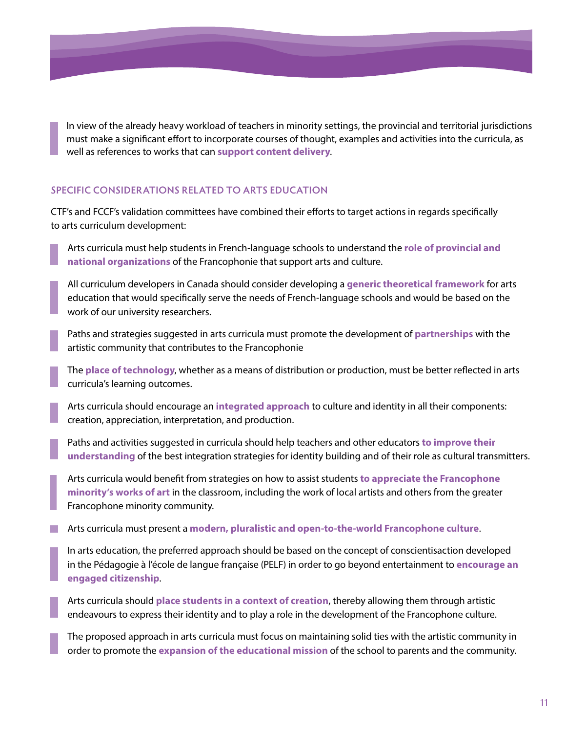In view of the already heavy workload of teachers in minority settings, the provincial and territorial jurisdictions must make a significant effort to incorporate courses of thought, examples and activities into the curricula, as well as references to works that can **support content delivery**.

### SPECIFIC CONSIDERATIONS RELATED TO ARTS EDUCATION

CTF's and FCCF's validation committees have combined their efforts to target actions in regards specifically to arts curriculum development:

- Arts curricula must help students in French-language schools to understand the **role of provincial and national organizations** of the Francophonie that support arts and culture.
- All curriculum developers in Canada should consider developing a **generic theoretical framework** for arts education that would specifically serve the needs of French-language schools and would be based on the work of our university researchers.
- Paths and strategies suggested in arts curricula must promote the development of **partnerships** with the artistic community that contributes to the Francophonie
- The **place of technology**, whether as a means of distribution or production, must be better reflected in arts curricula's learning outcomes.
- Arts curricula should encourage an **integrated approach** to culture and identity in all their components: creation, appreciation, interpretation, and production.
- Paths and activities suggested in curricula should help teachers and other educators **to improve their understanding** of the best integration strategies for identity building and of their role as cultural transmitters.
- Arts curricula would benefit from strategies on how to assist students **to appreciate the Francophone minority's works of art** in the classroom, including the work of local artists and others from the greater Francophone minority community.
- Arts curricula must present a **modern, pluralistic and open-to-the-world Francophone culture**.
- In arts education, the preferred approach should be based on the concept of conscientisaction developed in the Pédagogie à l'école de langue française (PELF) in order to go beyond entertainment to **encourage an engaged citizenship**.
- Arts curricula should **place students in a context of creation**, thereby allowing them through artistic endeavours to express their identity and to play a role in the development of the Francophone culture.
- The proposed approach in arts curricula must focus on maintaining solid ties with the artistic community in order to promote the **expansion of the educational mission** of the school to parents and the community.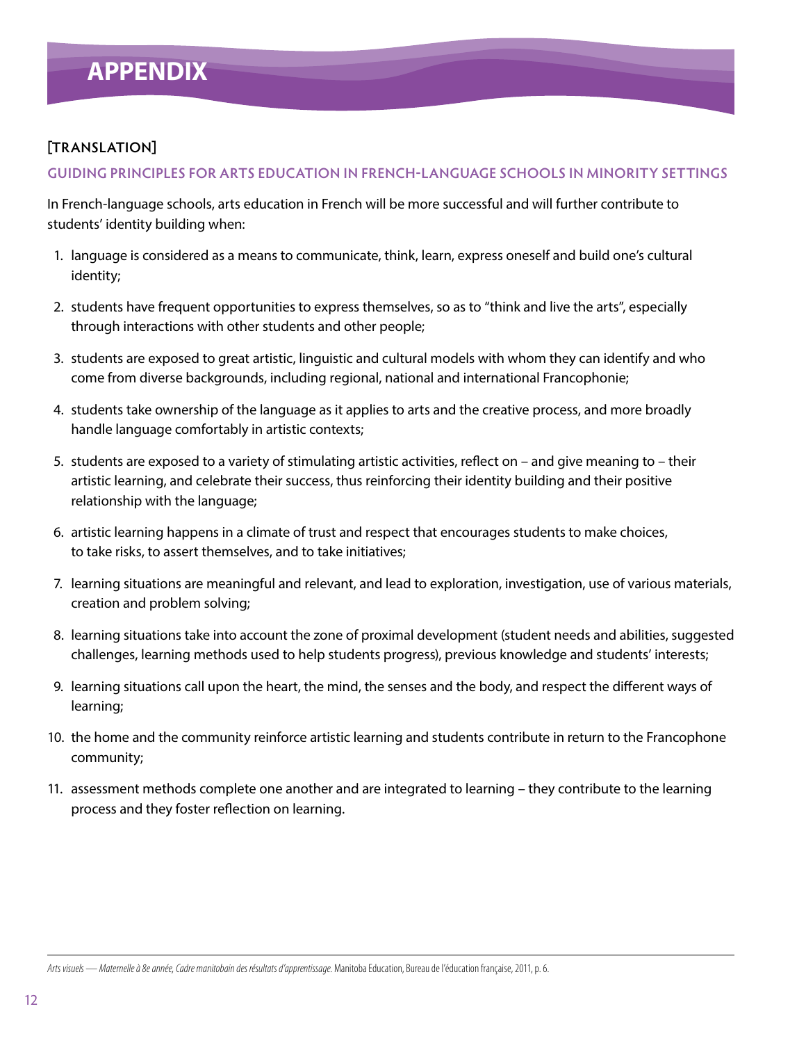# APPENDIX

## [TRANSLATION]

### GUIDING PRINCIPLES FOR ARTS EDUCATION IN FRENCH-LANGUAGE SCHOOLS IN MINORITY SETTINGS

In French-language schools, arts education in French will be more successful and will further contribute to students' identity building when:

1. language is considered as a means to communicate, think, learn, express oneself and build one's cultural identity;
2. students have frequent opportunities to express themselves, so as to "think and live the arts", especially through interactions with other students and other people;
3. students are exposed to great artistic, linguistic and cultural models with whom they can identify and who come from diverse backgrounds, including regional, national and international Francophonie;
4. students take ownership of the language as it applies to arts and the creative process, and more broadly handle language comfortably in artistic contexts;
5. students are exposed to a variety of stimulating artistic activities, reflect on – and give meaning to – their artistic learning, and celebrate their success, thus reinforcing their identity building and their positive relationship with the language;
6. artistic learning happens in a climate of trust and respect that encourages students to make choices, to take risks, to assert themselves, and to take initiatives;
7. learning situations are meaningful and relevant, and lead to exploration, investigation, use of various materials, creation and problem solving;
8. learning situations take into account the zone of proximal development (student needs and abilities, suggested challenges, learning methods used to help students progress), previous knowledge and students' interests;
9. learning situations call upon the heart, the mind, the senses and the body, and respect the different ways of learning;
10. the home and the community reinforce artistic learning and students contribute in return to the Francophone community;
11. assessment methods complete one another and are integrated to learning – they contribute to the learning process and they foster reflection on learning.

---

*Arts visuels — Maternelle à 8e année, Cadre manitobain des résultats d'apprentissage*. Manitoba Education, Bureau de l'éducation française, 2011, p. 6.